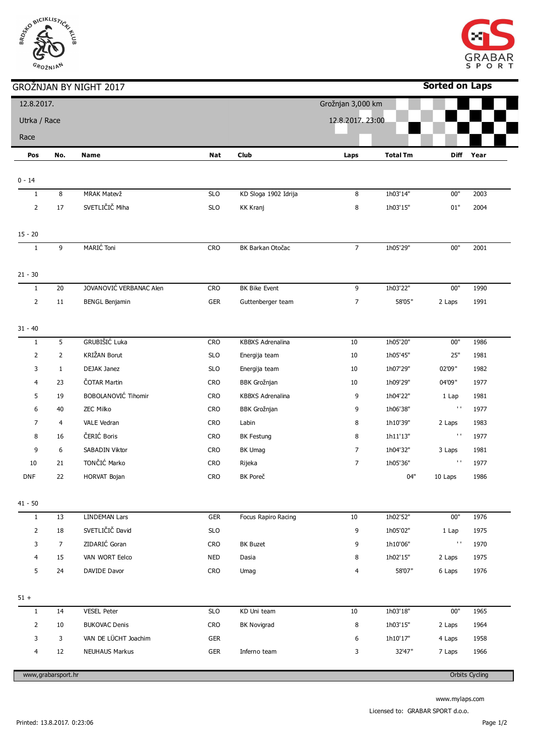# GROŽNJAN BY NIGHT 2017

**Sorted on Laps**

12.8.2017.

Utrka / Race

Race

Grožnjan 3,000 km

12.8.2017. 23:00

| Pos | No. | Name | Nat | Club | Laps | Total Tm | Diff | Year |
|---|---|---|---|---|---|---|---|---|
| **0 - 14** | | | | | | | | |
| 1 | 8 | MRAK Matevž | SLO | KD Sloga 1902 Idrija | 8 | 1h03'14" | 00" | 2003 |
| 2 | 17 | SVETLIČIČ Miha | SLO | KK Kranj | 8 | 1h03'15" | 01" | 2004 |
| **15 - 20** | | | | | | | | |
| 1 | 9 | MARIĆ Toni | CRO | BK Barkan Otočac | 7 | 1h05'29" | 00" | 2001 |
| **21 - 30** | | | | | | | | |
| 1 | 20 | JOVANOVIĆ VERBANAC Alen | CRO | BK Bike Event | 9 | 1h03'22" | 00" | 1990 |
| 2 | 11 | BENGL Benjamin | GER | Guttenberger team | 7 | 58'05" | 2 Laps | 1991 |
| **31 - 40** | | | | | | | | |
| 1 | 5 | GRUBIŠIĆ Luka | CRO | KBBXS Adrenalina | 10 | 1h05'20" | 00" | 1986 |
| 2 | 2 | KRIŽAN Borut | SLO | Energija team | 10 | 1h05'45" | 25" | 1981 |
| 3 | 1 | DEJAK Janez | SLO | Energija team | 10 | 1h07'29" | 02'09" | 1982 |
| 4 | 23 | ČOTAR Martin | CRO | BBK Grožnjan | 10 | 1h09'29" | 04'09" | 1977 |
| 5 | 19 | BOBOLANOVIĆ Tihomir | CRO | KBBXS Adrenalina | 9 | 1h04'22" | 1 Lap | 1981 |
| 6 | 40 | ZEC Milko | CRO | BBK Grožnjan | 9 | 1h06'38" | " | 1977 |
| 7 | 4 | VALE Vedran | CRO | Labin | 8 | 1h10'39" | 2 Laps | 1983 |
| 8 | 16 | ČERIĆ Boris | CRO | BK Festung | 8 | 1h11'13" | " | 1977 |
| 9 | 6 | SABADIN Viktor | CRO | BK Umag | 7 | 1h04'32" | 3 Laps | 1981 |
| 10 | 21 | TONČIĆ Marko | CRO | Rijeka | 7 | 1h05'36" | " | 1977 |
| DNF | 22 | HORVAT Bojan | CRO | BK Poreč | | 04" | 10 Laps | 1986 |
| **41 - 50** | | | | | | | | |
| 1 | 13 | LINDEMAN Lars | GER | Focus Rapiro Racing | 10 | 1h02'52" | 00" | 1976 |
| 2 | 18 | SVETLIČIČ David | SLO | | 9 | 1h05'02" | 1 Lap | 1975 |
| 3 | 7 | ZIDARIĆ Goran | CRO | BK Buzet | 9 | 1h10'06" | " | 1970 |
| 4 | 15 | VAN WORT Eelco | NED | Dasia | 8 | 1h02'15" | 2 Laps | 1975 |
| 5 | 24 | DAVIDE Davor | CRO | Umag | 4 | 58'07" | 6 Laps | 1976 |
| **51 +** | | | | | | | | |
| 1 | 14 | VESEL Peter | SLO | KD Uni team | 10 | 1h03'18" | 00" | 1965 |
| 2 | 10 | BUKOVAC Denis | CRO | BK Novigrad | 8 | 1h03'15" | 2 Laps | 1964 |
| 3 | 3 | VAN DE LÜCHT Joachim | GER | | 6 | 1h10'17" | 4 Laps | 1958 |
| 4 | 12 | NEUHAUS Markus | GER | Inferno team | 3 | 32'47" | 7 Laps | 1966 |

www,grabarsport.hr — Orbits Cycling

www.mylaps.com

Licensed to: GRABAR SPORT d.o.o.

Printed: 13.8.2017. 0:23:06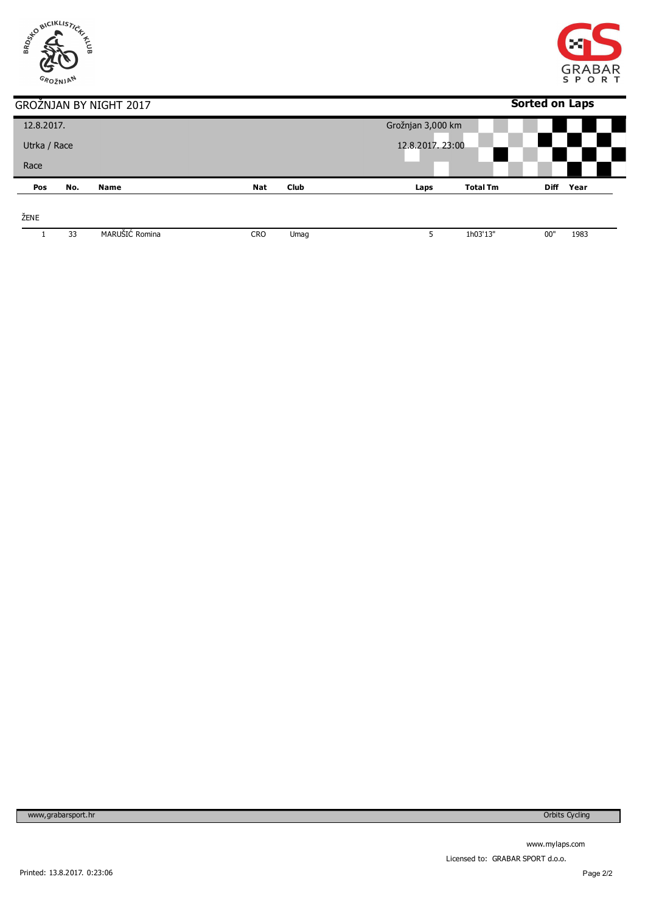## GROŽNJAN BY NIGHT 2017

**Sorted on Laps**

12.8.2017.

Utrka / Race

Race

Grožnjan 3,000 km

12.8.2017. 23:00

| Pos | No. | Name | Nat | Club | Laps | Total Tm | Diff | Year |
|---|---|---|---|---|---|---|---|---|
| ŽENE | | | | | | | | |
| 1 | 33 | MARUŠIĆ Romina | CRO | Umag | 5 | 1h03'13" | 00" | 1983 |

www,grabarsport.hr

Orbits Cycling

www.mylaps.com

Licensed to: GRABAR SPORT d.o.o.

Printed: 13.8.2017. 0:23:06